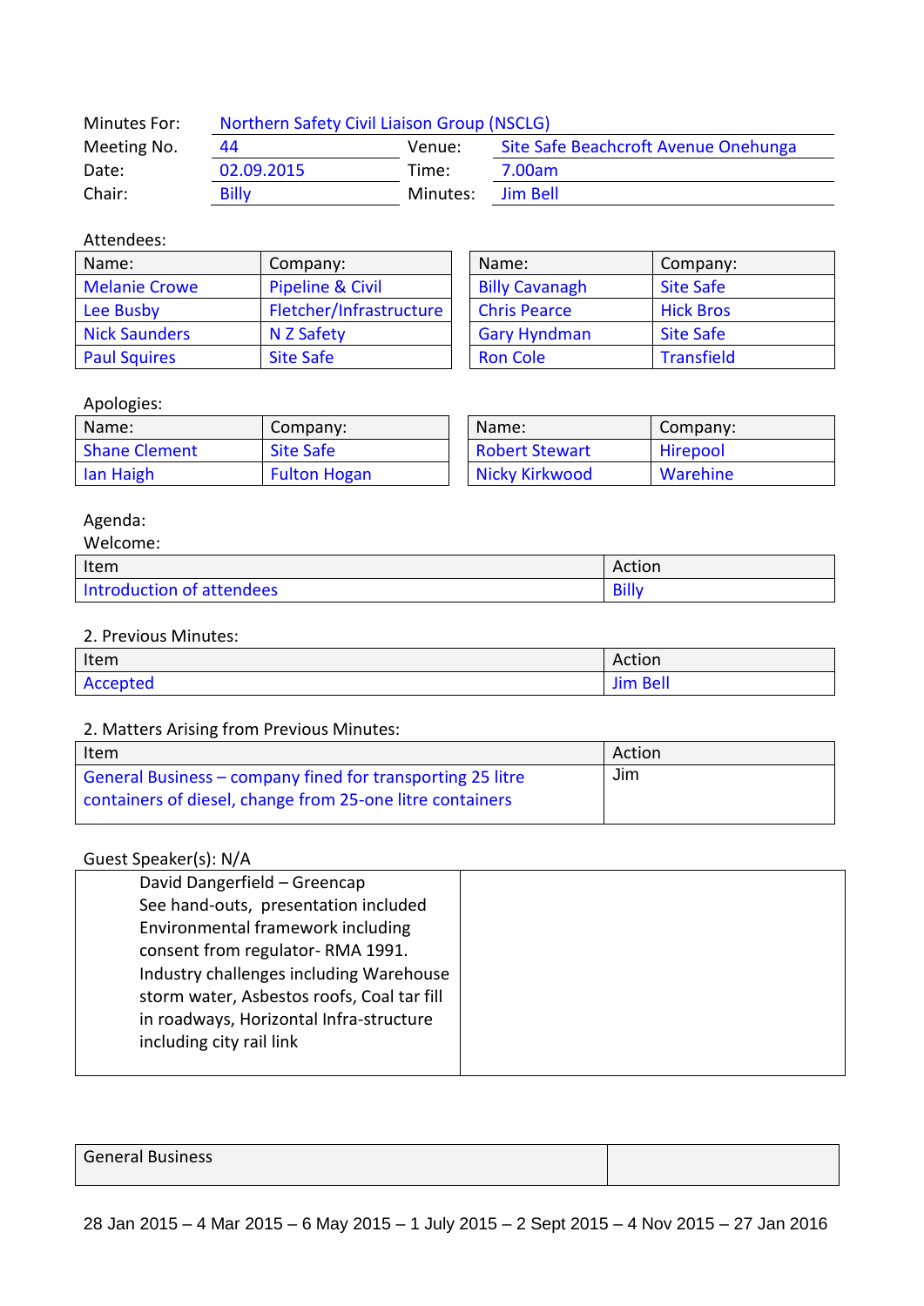| | | | |
|---|---|---|---|
| Minutes For: | Northern Safety Civil Liaison Group (NSCLG) | | |
| Meeting No. | 44 | Venue: | Site Safe Beachcroft Avenue Onehunga |
| Date: | 02.09.2015 | Time: | 7.00am |
| Chair: | Billy | Minutes: | Jim Bell |

Attendees:

| Name: | Company: | Name: | Company: |
|---|---|---|---|
| Melanie Crowe | Pipeline & Civil | Billy Cavanagh | Site Safe |
| Lee Busby | Fletcher/Infrastructure | Chris Pearce | Hick Bros |
| Nick Saunders | N Z Safety | Gary Hyndman | Site Safe |
| Paul Squires | Site Safe | Ron Cole | Transfield |

Apologies:

| Name: | Company: | Name: | Company: |
|---|---|---|---|
| Shane Clement | Site Safe | Robert Stewart | Hirepool |
| Ian Haigh | Fulton Hogan | Nicky Kirkwood | Warehine |

Agenda:

Welcome:

| Item | Action |
|---|---|
| Introduction of attendees | Billy |

2. Previous Minutes:

| Item | Action |
|---|---|
| Accepted | Jim Bell |

2. Matters Arising from Previous Minutes:

| Item | Action |
|---|---|
| General Business – company fined for transporting 25 litre containers of diesel, change from 25-one litre containers | Jim |

Guest Speaker(s): N/A

| | |
|---|---|
| David Dangerfield – Greencap<br>See hand-outs, presentation included<br>Environmental framework including consent from regulator- RMA 1991.<br>Industry challenges including Warehouse storm water, Asbestos roofs, Coal tar fill in roadways, Horizontal Infra-structure including city rail link | |

| General Business | |
|---|---|

28 Jan 2015 – 4 Mar 2015 – 6 May 2015 – 1 July 2015 – 2 Sept 2015 – 4 Nov 2015 – 27 Jan 2016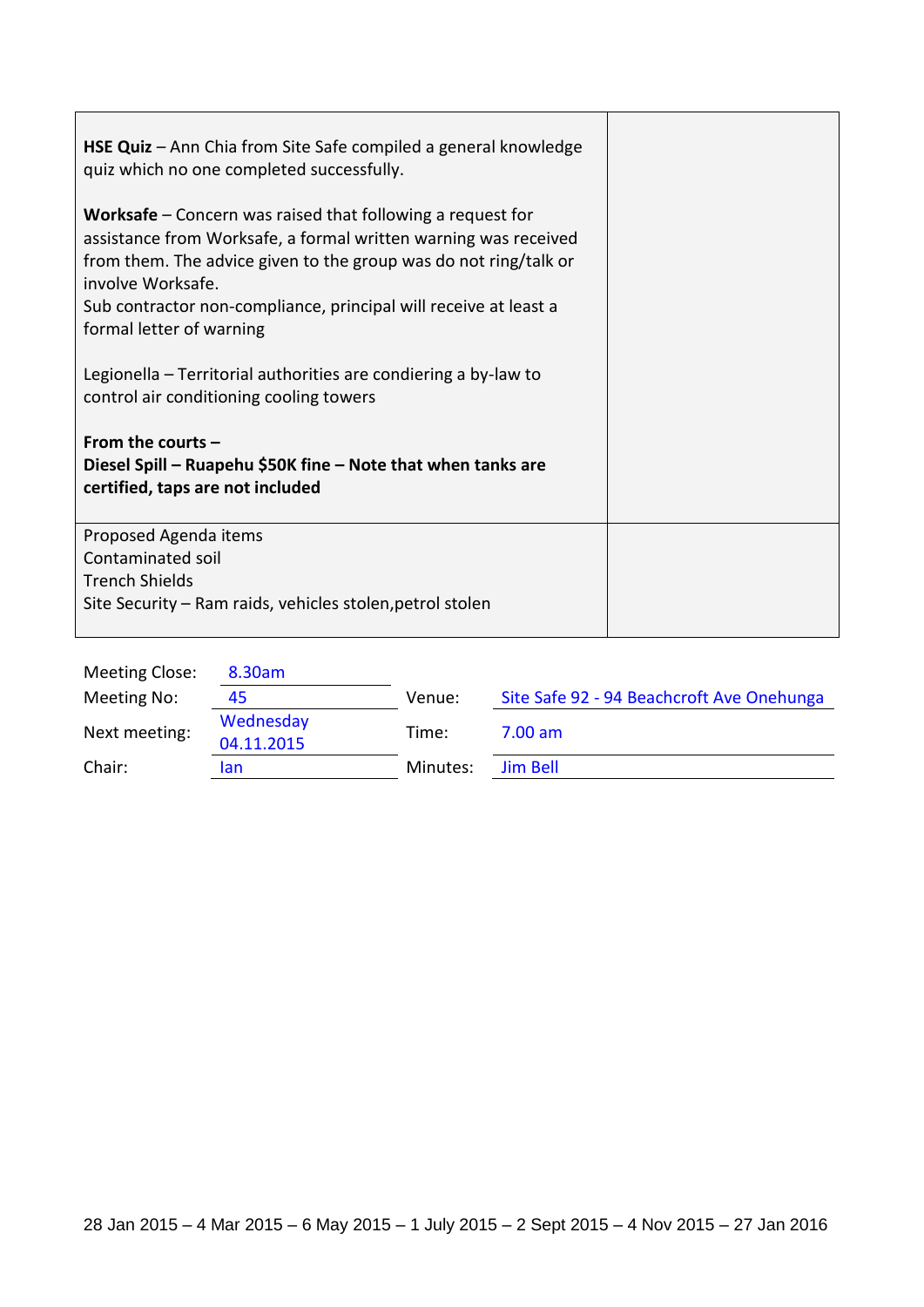| | |
|---|---|
| **HSE Quiz** – Ann Chia from Site Safe compiled a general knowledge quiz which no one completed successfully.<br><br>**Worksafe** – Concern was raised that following a request for assistance from Worksafe, a formal written warning was received from them. The advice given to the group was do not ring/talk or involve Worksafe.<br>Sub contractor non-compliance, principal will receive at least a formal letter of warning<br><br>Legionella – Territorial authorities are condiering a by-law to control air conditioning cooling towers<br><br>**From the courts –**<br>**Diesel Spill – Ruapehu $50K fine – Note that when tanks are certified, taps are not included** | |
| Proposed Agenda items<br>Contaminated soil<br>Trench Shields<br>Site Security – Ram raids, vehicles stolen,petrol stolen | |

| | | | |
|---|---|---|---|
| Meeting Close: | 8.30am | | |
| Meeting No: | 45 | Venue: | Site Safe 92 - 94 Beachcroft Ave Onehunga |
| Next meeting: | Wednesday 04.11.2015 | Time: | 7.00 am |
| Chair: | Ian | Minutes: | Jim Bell |

28 Jan 2015 – 4 Mar 2015 – 6 May 2015 – 1 July 2015 – 2 Sept 2015 – 4 Nov 2015 – 27 Jan 2016